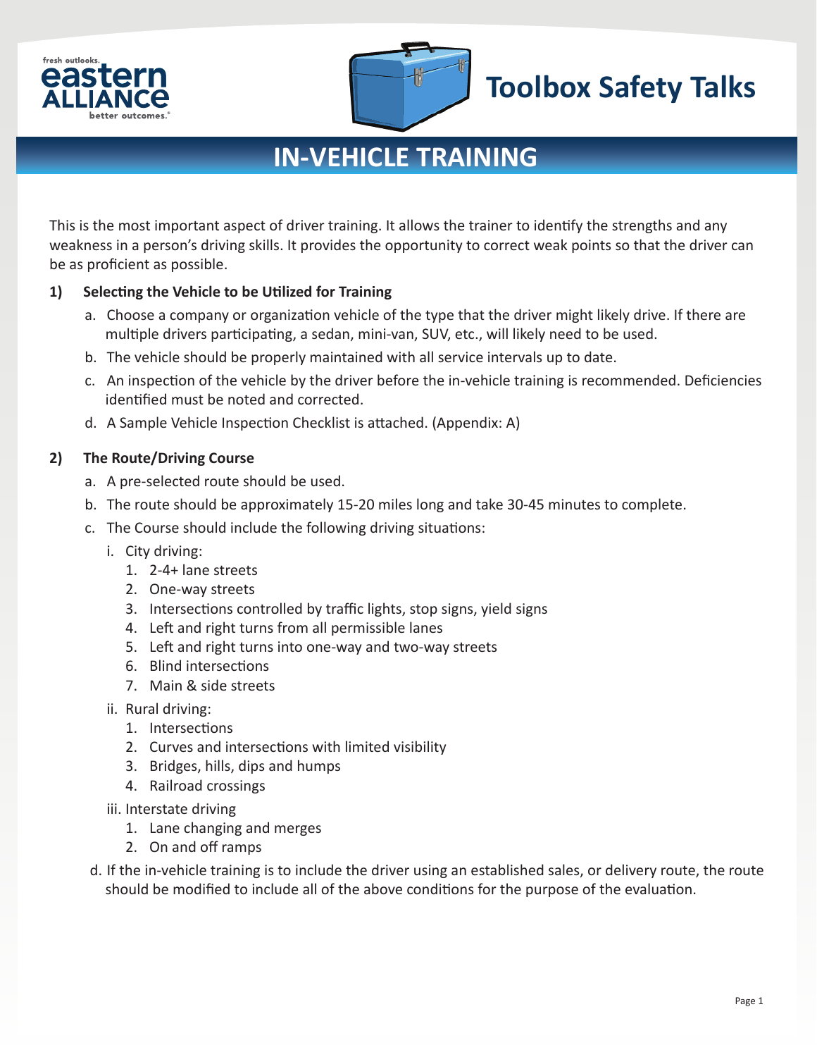eastern ALLIANCE

fresh outlooks. better outcomes.

# Toolbox Safety Talks

## IN-VEHICLE TRAINING

This is the most important aspect of driver training. It allows the trainer to identify the strengths and any weakness in a person's driving skills. It provides the opportunity to correct weak points so that the driver can be as proficient as possible.

**1) Selecting the Vehicle to be Utilized for Training**

  a. Choose a company or organization vehicle of the type that the driver might likely drive. If there are multiple drivers participating, a sedan, mini-van, SUV, etc., will likely need to be used.
  b. The vehicle should be properly maintained with all service intervals up to date.
  c. An inspection of the vehicle by the driver before the in-vehicle training is recommended. Deficiencies identified must be noted and corrected.
  d. A Sample Vehicle Inspection Checklist is attached. (Appendix: A)

**2) The Route/Driving Course**

  a. A pre-selected route should be used.
  b. The route should be approximately 15-20 miles long and take 30-45 minutes to complete.
  c. The Course should include the following driving situations:
    i. City driving:
      1. 2-4+ lane streets
      2. One-way streets
      3. Intersections controlled by traffic lights, stop signs, yield signs
      4. Left and right turns from all permissible lanes
      5. Left and right turns into one-way and two-way streets
      6. Blind intersections
      7. Main & side streets
    ii. Rural driving:
      1. Intersections
      2. Curves and intersections with limited visibility
      3. Bridges, hills, dips and humps
      4. Railroad crossings
    iii. Interstate driving
      1. Lane changing and merges
      2. On and off ramps
  d. If the in-vehicle training is to include the driver using an established sales, or delivery route, the route should be modified to include all of the above conditions for the purpose of the evaluation.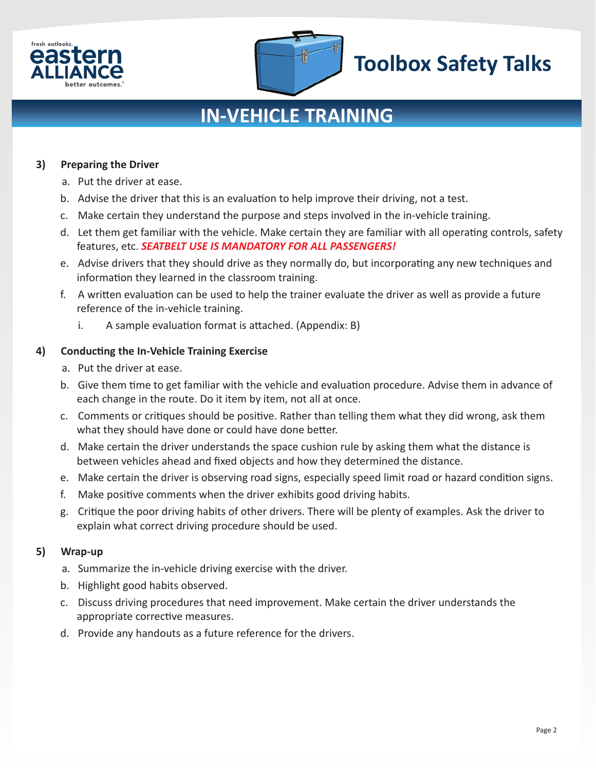# Toolbox Safety Talks

## IN-VEHICLE TRAINING

**3) Preparing the Driver**

a. Put the driver at ease.

b. Advise the driver that this is an evaluation to help improve their driving, not a test.

c. Make certain they understand the purpose and steps involved in the in-vehicle training.

d. Let them get familiar with the vehicle. Make certain they are familiar with all operating controls, safety features, etc. ***SEATBELT USE IS MANDATORY FOR ALL PASSENGERS!***

e. Advise drivers that they should drive as they normally do, but incorporating any new techniques and information they learned in the classroom training.

f. A written evaluation can be used to help the trainer evaluate the driver as well as provide a future reference of the in-vehicle training.

   i. A sample evaluation format is attached. (Appendix: B)

**4) Conducting the In-Vehicle Training Exercise**

a. Put the driver at ease.

b. Give them time to get familiar with the vehicle and evaluation procedure. Advise them in advance of each change in the route. Do it item by item, not all at once.

c. Comments or critiques should be positive. Rather than telling them what they did wrong, ask them what they should have done or could have done better.

d. Make certain the driver understands the space cushion rule by asking them what the distance is between vehicles ahead and fixed objects and how they determined the distance.

e. Make certain the driver is observing road signs, especially speed limit road or hazard condition signs.

f. Make positive comments when the driver exhibits good driving habits.

g. Critique the poor driving habits of other drivers. There will be plenty of examples. Ask the driver to explain what correct driving procedure should be used.

**5) Wrap-up**

a. Summarize the in-vehicle driving exercise with the driver.

b. Highlight good habits observed.

c. Discuss driving procedures that need improvement. Make certain the driver understands the appropriate corrective measures.

d. Provide any handouts as a future reference for the drivers.